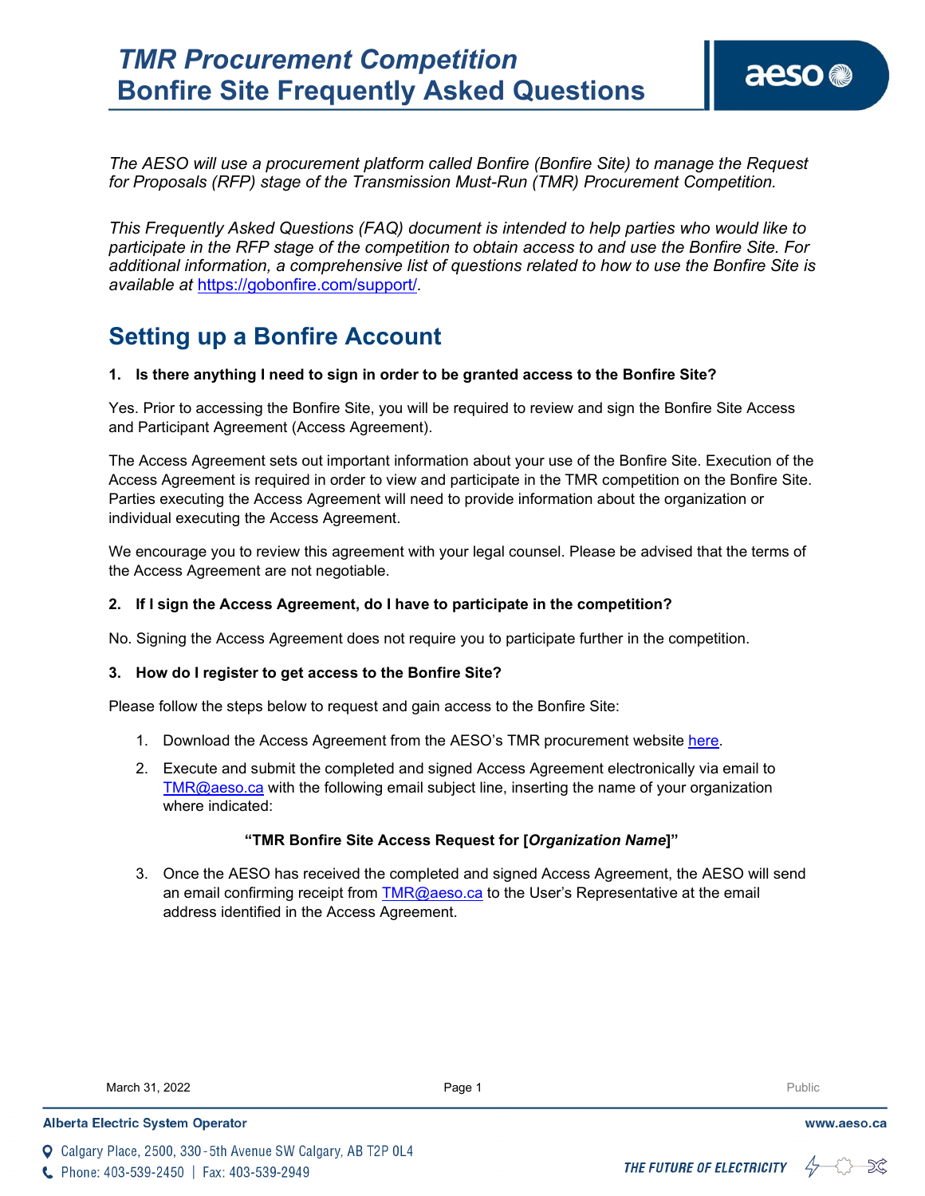# *TMR Procurement Competition*
# Bonfire Site Frequently Asked Questions

*The AESO will use a procurement platform called Bonfire (Bonfire Site) to manage the Request for Proposals (RFP) stage of the Transmission Must-Run (TMR) Procurement Competition.*

*This Frequently Asked Questions (FAQ) document is intended to help parties who would like to participate in the RFP stage of the competition to obtain access to and use the Bonfire Site. For additional information, a comprehensive list of questions related to how to use the Bonfire Site is available at [https://gobonfire.com/support/](https://gobonfire.com/support/).*

## Setting up a Bonfire Account

**1. Is there anything I need to sign in order to be granted access to the Bonfire Site?**

Yes. Prior to accessing the Bonfire Site, you will be required to review and sign the Bonfire Site Access and Participant Agreement (Access Agreement).

The Access Agreement sets out important information about your use of the Bonfire Site. Execution of the Access Agreement is required in order to view and participate in the TMR competition on the Bonfire Site. Parties executing the Access Agreement will need to provide information about the organization or individual executing the Access Agreement.

We encourage you to review this agreement with your legal counsel. Please be advised that the terms of the Access Agreement are not negotiable.

**2. If I sign the Access Agreement, do I have to participate in the competition?**

No. Signing the Access Agreement does not require you to participate further in the competition.

**3. How do I register to get access to the Bonfire Site?**

Please follow the steps below to request and gain access to the Bonfire Site:

1. Download the Access Agreement from the AESO's TMR procurement website here.
2. Execute and submit the completed and signed Access Agreement electronically via email to TMR@aeso.ca with the following email subject line, inserting the name of your organization where indicated:

   **"TMR Bonfire Site Access Request for [*Organization Name*]"**

3. Once the AESO has received the completed and signed Access Agreement, the AESO will send an email confirming receipt from TMR@aeso.ca to the User's Representative at the email address identified in the Access Agreement.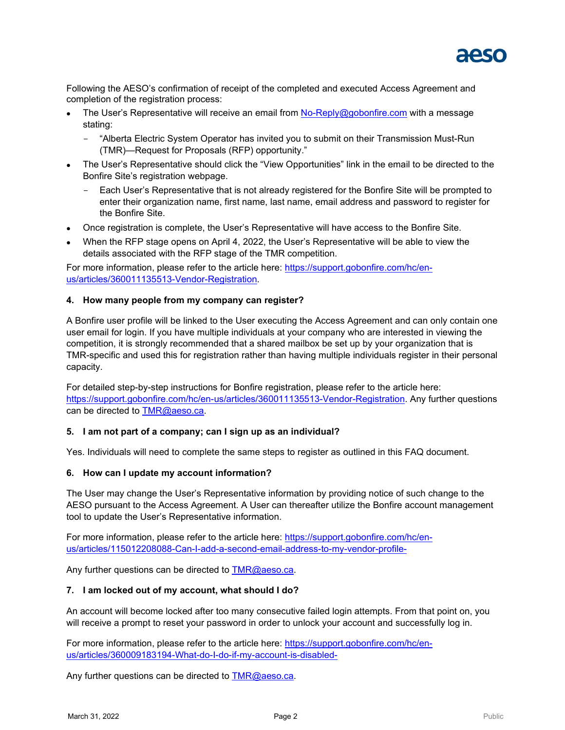Following the AESO's confirmation of receipt of the completed and executed Access Agreement and completion of the registration process:

- The User's Representative will receive an email from No-Reply@gobonfire.com with a message stating:
  - "Alberta Electric System Operator has invited you to submit on their Transmission Must-Run (TMR)—Request for Proposals (RFP) opportunity."
- The User's Representative should click the "View Opportunities" link in the email to be directed to the Bonfire Site's registration webpage.
  - Each User's Representative that is not already registered for the Bonfire Site will be prompted to enter their organization name, first name, last name, email address and password to register for the Bonfire Site.
- Once registration is complete, the User's Representative will have access to the Bonfire Site.
- When the RFP stage opens on April 4, 2022, the User's Representative will be able to view the details associated with the RFP stage of the TMR competition.

For more information, please refer to the article here: https://support.gobonfire.com/hc/en-us/articles/360011135513-Vendor-Registration.

#### 4. How many people from my company can register?

A Bonfire user profile will be linked to the User executing the Access Agreement and can only contain one user email for login. If you have multiple individuals at your company who are interested in viewing the competition, it is strongly recommended that a shared mailbox be set up by your organization that is TMR-specific and used this for registration rather than having multiple individuals register in their personal capacity.

For detailed step-by-step instructions for Bonfire registration, please refer to the article here: https://support.gobonfire.com/hc/en-us/articles/360011135513-Vendor-Registration. Any further questions can be directed to TMR@aeso.ca.

#### 5. I am not part of a company; can I sign up as an individual?

Yes. Individuals will need to complete the same steps to register as outlined in this FAQ document.

#### 6. How can I update my account information?

The User may change the User's Representative information by providing notice of such change to the AESO pursuant to the Access Agreement. A User can thereafter utilize the Bonfire account management tool to update the User's Representative information.

For more information, please refer to the article here: https://support.gobonfire.com/hc/en-us/articles/115012208088-Can-I-add-a-second-email-address-to-my-vendor-profile-

Any further questions can be directed to TMR@aeso.ca.

#### 7. I am locked out of my account, what should I do?

An account will become locked after too many consecutive failed login attempts. From that point on, you will receive a prompt to reset your password in order to unlock your account and successfully log in.

For more information, please refer to the article here: https://support.gobonfire.com/hc/en-us/articles/360009183194-What-do-I-do-if-my-account-is-disabled-

Any further questions can be directed to TMR@aeso.ca.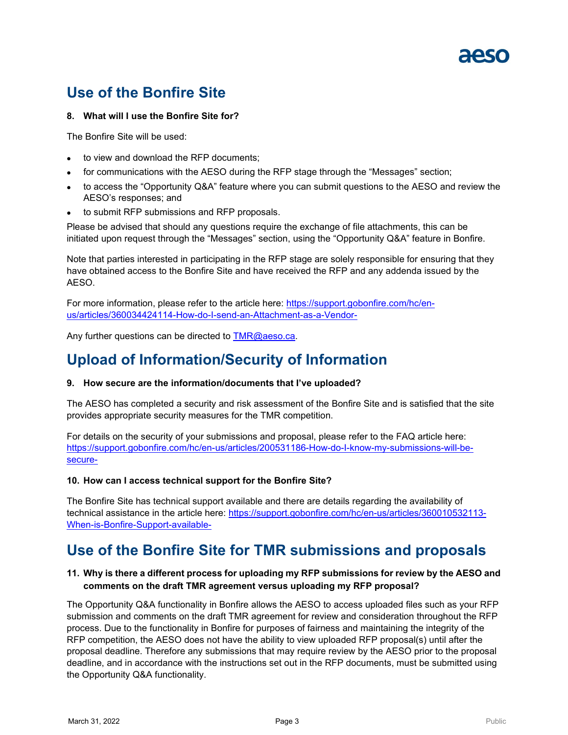## Use of the Bonfire Site

**8. What will I use the Bonfire Site for?**

The Bonfire Site will be used:

- to view and download the RFP documents;
- for communications with the AESO during the RFP stage through the "Messages" section;
- to access the "Opportunity Q&A" feature where you can submit questions to the AESO and review the AESO's responses; and
- to submit RFP submissions and RFP proposals.

Please be advised that should any questions require the exchange of file attachments, this can be initiated upon request through the "Messages" section, using the "Opportunity Q&A" feature in Bonfire.

Note that parties interested in participating in the RFP stage are solely responsible for ensuring that they have obtained access to the Bonfire Site and have received the RFP and any addenda issued by the AESO.

For more information, please refer to the article here: https://support.gobonfire.com/hc/en-us/articles/360034424114-How-do-I-send-an-Attachment-as-a-Vendor-

Any further questions can be directed to TMR@aeso.ca.

## Upload of Information/Security of Information

**9. How secure are the information/documents that I've uploaded?**

The AESO has completed a security and risk assessment of the Bonfire Site and is satisfied that the site provides appropriate security measures for the TMR competition.

For details on the security of your submissions and proposal, please refer to the FAQ article here: https://support.gobonfire.com/hc/en-us/articles/200531186-How-do-I-know-my-submissions-will-be-secure-

**10. How can I access technical support for the Bonfire Site?**

The Bonfire Site has technical support available and there are details regarding the availability of technical assistance in the article here: https://support.gobonfire.com/hc/en-us/articles/360010532113-When-is-Bonfire-Support-available-

## Use of the Bonfire Site for TMR submissions and proposals

**11. Why is there a different process for uploading my RFP submissions for review by the AESO and comments on the draft TMR agreement versus uploading my RFP proposal?**

The Opportunity Q&A functionality in Bonfire allows the AESO to access uploaded files such as your RFP submission and comments on the draft TMR agreement for review and consideration throughout the RFP process. Due to the functionality in Bonfire for purposes of fairness and maintaining the integrity of the RFP competition, the AESO does not have the ability to view uploaded RFP proposal(s) until after the proposal deadline. Therefore any submissions that may require review by the AESO prior to the proposal deadline, and in accordance with the instructions set out in the RFP documents, must be submitted using the Opportunity Q&A functionality.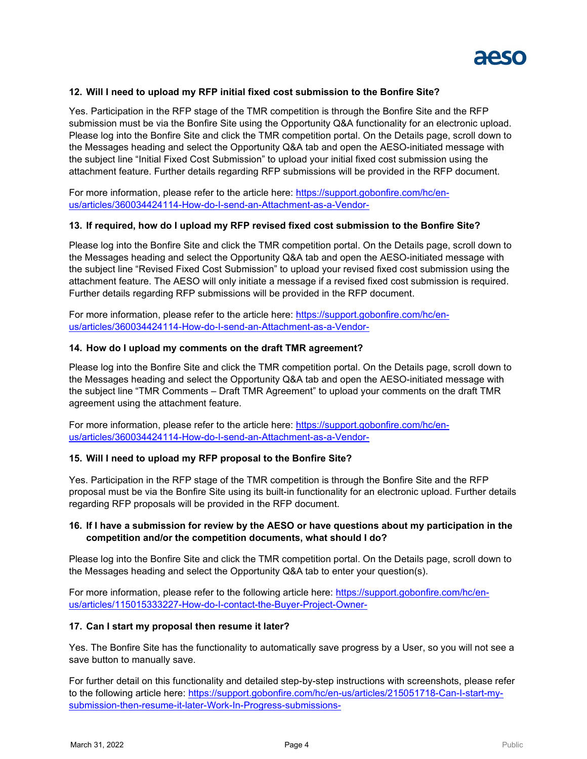**12. Will I need to upload my RFP initial fixed cost submission to the Bonfire Site?**

Yes. Participation in the RFP stage of the TMR competition is through the Bonfire Site and the RFP submission must be via the Bonfire Site using the Opportunity Q&A functionality for an electronic upload. Please log into the Bonfire Site and click the TMR competition portal. On the Details page, scroll down to the Messages heading and select the Opportunity Q&A tab and open the AESO-initiated message with the subject line "Initial Fixed Cost Submission" to upload your initial fixed cost submission using the attachment feature. Further details regarding RFP submissions will be provided in the RFP document.

For more information, please refer to the article here: [https://support.gobonfire.com/hc/en-us/articles/360034424114-How-do-I-send-an-Attachment-as-a-Vendor-](https://support.gobonfire.com/hc/en-us/articles/360034424114-How-do-I-send-an-Attachment-as-a-Vendor-)

**13. If required, how do I upload my RFP revised fixed cost submission to the Bonfire Site?**

Please log into the Bonfire Site and click the TMR competition portal. On the Details page, scroll down to the Messages heading and select the Opportunity Q&A tab and open the AESO-initiated message with the subject line "Revised Fixed Cost Submission" to upload your revised fixed cost submission using the attachment feature. The AESO will only initiate a message if a revised fixed cost submission is required. Further details regarding RFP submissions will be provided in the RFP document.

For more information, please refer to the article here: [https://support.gobonfire.com/hc/en-us/articles/360034424114-How-do-I-send-an-Attachment-as-a-Vendor-](https://support.gobonfire.com/hc/en-us/articles/360034424114-How-do-I-send-an-Attachment-as-a-Vendor-)

**14. How do I upload my comments on the draft TMR agreement?**

Please log into the Bonfire Site and click the TMR competition portal. On the Details page, scroll down to the Messages heading and select the Opportunity Q&A tab and open the AESO-initiated message with the subject line "TMR Comments – Draft TMR Agreement" to upload your comments on the draft TMR agreement using the attachment feature.

For more information, please refer to the article here: [https://support.gobonfire.com/hc/en-us/articles/360034424114-How-do-I-send-an-Attachment-as-a-Vendor-](https://support.gobonfire.com/hc/en-us/articles/360034424114-How-do-I-send-an-Attachment-as-a-Vendor-)

**15. Will I need to upload my RFP proposal to the Bonfire Site?**

Yes. Participation in the RFP stage of the TMR competition is through the Bonfire Site and the RFP proposal must be via the Bonfire Site using its built-in functionality for an electronic upload. Further details regarding RFP proposals will be provided in the RFP document.

**16. If I have a submission for review by the AESO or have questions about my participation in the competition and/or the competition documents, what should I do?**

Please log into the Bonfire Site and click the TMR competition portal. On the Details page, scroll down to the Messages heading and select the Opportunity Q&A tab to enter your question(s).

For more information, please refer to the following article here: [https://support.gobonfire.com/hc/en-us/articles/115015333227-How-do-I-contact-the-Buyer-Project-Owner-](https://support.gobonfire.com/hc/en-us/articles/115015333227-How-do-I-contact-the-Buyer-Project-Owner-)

**17. Can I start my proposal then resume it later?**

Yes. The Bonfire Site has the functionality to automatically save progress by a User, so you will not see a save button to manually save.

For further detail on this functionality and detailed step-by-step instructions with screenshots, please refer to the following article here: [https://support.gobonfire.com/hc/en-us/articles/215051718-Can-I-start-my-submission-then-resume-it-later-Work-In-Progress-submissions-](https://support.gobonfire.com/hc/en-us/articles/215051718-Can-I-start-my-submission-then-resume-it-later-Work-In-Progress-submissions-)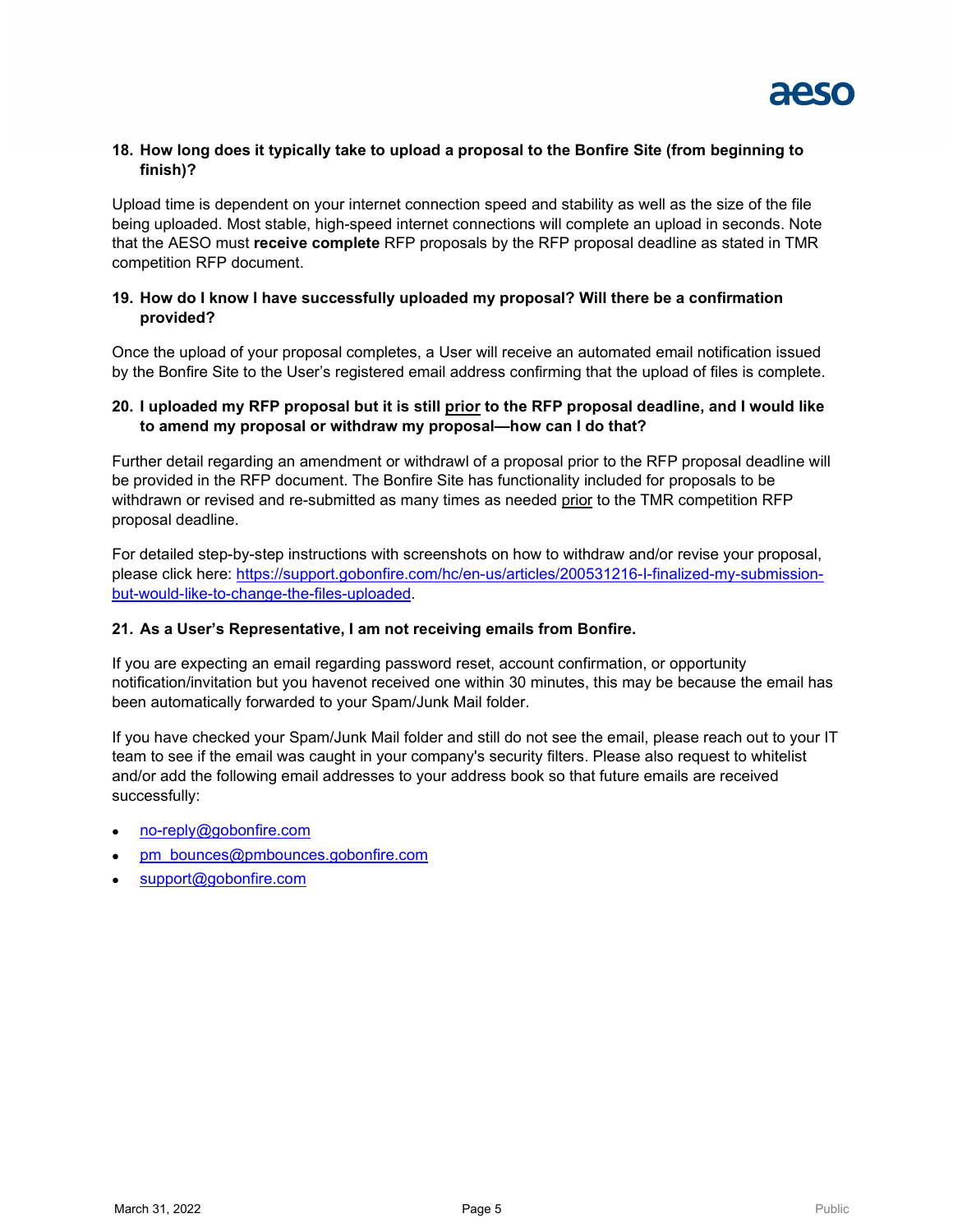**18. How long does it typically take to upload a proposal to the Bonfire Site (from beginning to finish)?**

Upload time is dependent on your internet connection speed and stability as well as the size of the file being uploaded. Most stable, high-speed internet connections will complete an upload in seconds. Note that the AESO must **receive complete** RFP proposals by the RFP proposal deadline as stated in TMR competition RFP document.

**19. How do I know I have successfully uploaded my proposal? Will there be a confirmation provided?**

Once the upload of your proposal completes, a User will receive an automated email notification issued by the Bonfire Site to the User's registered email address confirming that the upload of files is complete.

**20. I uploaded my RFP proposal but it is still prior to the RFP proposal deadline, and I would like to amend my proposal or withdraw my proposal—how can I do that?**

Further detail regarding an amendment or withdrawl of a proposal prior to the RFP proposal deadline will be provided in the RFP document. The Bonfire Site has functionality included for proposals to be withdrawn or revised and re-submitted as many times as needed prior to the TMR competition RFP proposal deadline.

For detailed step-by-step instructions with screenshots on how to withdraw and/or revise your proposal, please click here: https://support.gobonfire.com/hc/en-us/articles/200531216-I-finalized-my-submission-but-would-like-to-change-the-files-uploaded.

**21. As a User's Representative, I am not receiving emails from Bonfire.**

If you are expecting an email regarding password reset, account confirmation, or opportunity notification/invitation but you havenot received one within 30 minutes, this may be because the email has been automatically forwarded to your Spam/Junk Mail folder.

If you have checked your Spam/Junk Mail folder and still do not see the email, please reach out to your IT team to see if the email was caught in your company's security filters. Please also request to whitelist and/or add the following email addresses to your address book so that future emails are received successfully:

- no-reply@gobonfire.com
- pm_bounces@pmbounces.gobonfire.com
- support@gobonfire.com